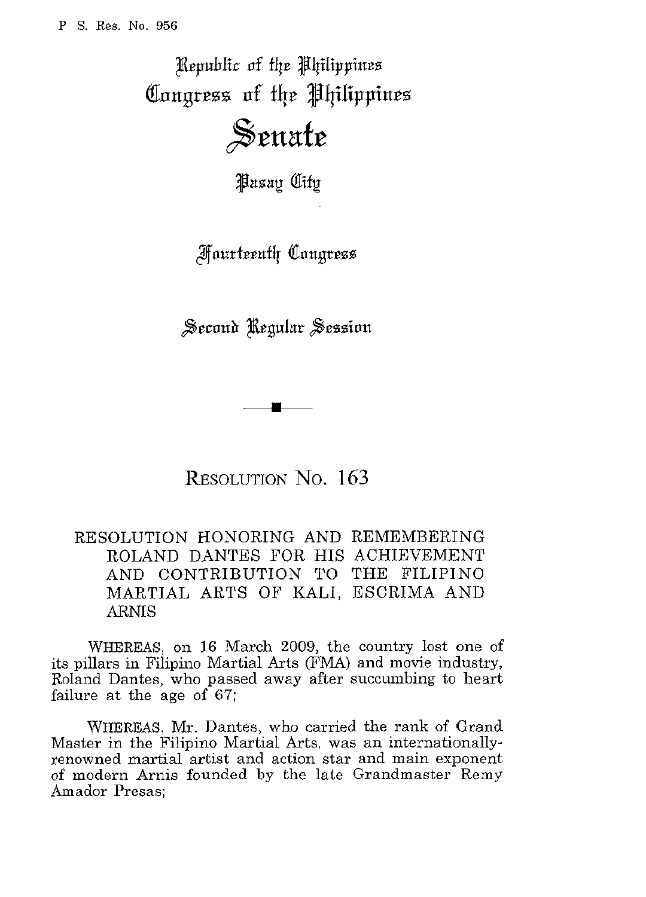P S. Res. No. 956

Republic of the Philippines
Congress of the Philippines

# Senate

Pasay City

Fourteenth Congress

Second Regular Session

## RESOLUTION NO. 163

### RESOLUTION HONORING AND REMEMBERING ROLAND DANTES FOR HIS ACHIEVEMENT AND CONTRIBUTION TO THE FILIPINO MARTIAL ARTS OF KALI, ESCRIMA AND ARNIS

WHEREAS, on 16 March 2009, the country lost one of its pillars in Filipino Martial Arts (FMA) and movie industry, Roland Dantes, who passed away after succumbing to heart failure at the age of 67;

WHEREAS, Mr. Dantes, who carried the rank of Grand Master in the Filipino Martial Arts, was an internationally-renowned martial artist and action star and main exponent of modern Arnis founded by the late Grandmaster Remy Amador Presas;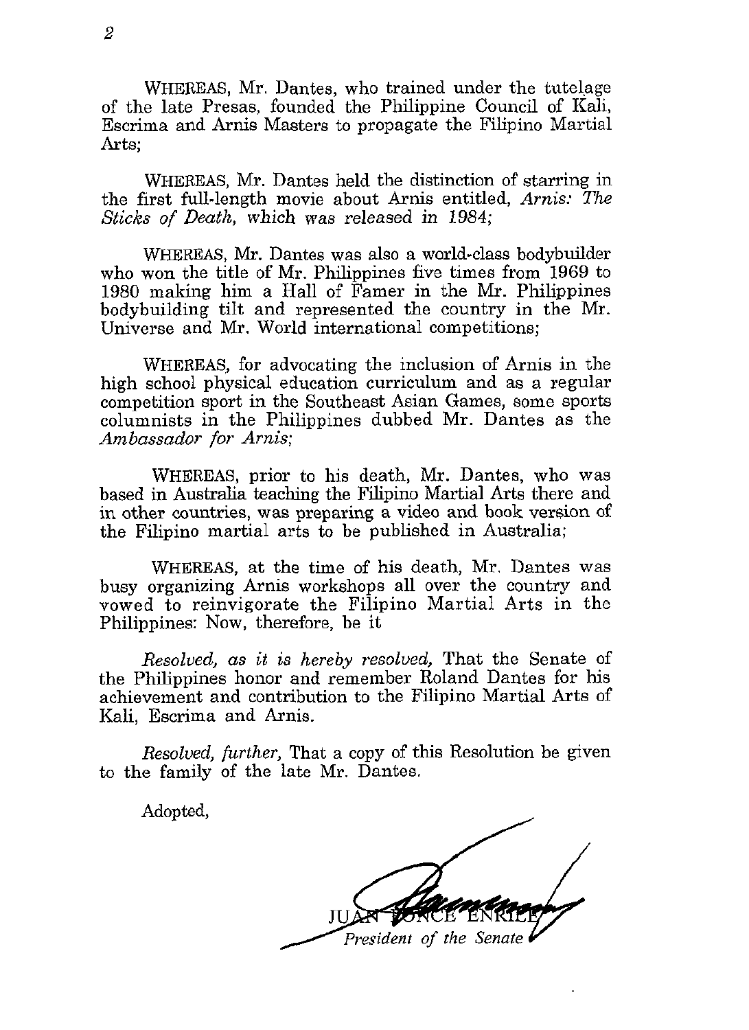WHEREAS, Mr. Dantes, who trained under the tutelage of the late Presas, founded the Philippine Council of Kali, Escrima and Arnis Masters to propagate the Filipino Martial Arts;

WHEREAS, Mr. Dantes held the distinction of starring in the first full-length movie about Arnis entitled, *Arnis: The Sticks of Death,* which was released in 1984;

WHEREAS, Mr. Dantes was also a world-class bodybuilder who won the title of Mr. Philippines five times from 1969 to 1980 making him a Hall of Famer in the Mr. Philippines bodybuilding tilt and represented the country in the Mr. Universe and Mr. World international competitions;

WHEREAS, for advocating the inclusion of Arnis in the high school physical education curriculum and as a regular competition sport in the Southeast Asian Games, some sports columnists in the Philippines dubbed Mr. Dantes as the *Ambassador for Arnis;*

WHEREAS, prior to his death, Mr. Dantes, who was based in Australia teaching the Filipino Martial Arts there and in other countries, was preparing a video and book version of the Filipino martial arts to be published in Australia;

WHEREAS, at the time of his death, Mr. Dantes was busy organizing Arnis workshops all over the country and vowed to reinvigorate the Filipino Martial Arts in the Philippines: Now, therefore, be it

*Resolved, as it is hereby resolved,* That the Senate of the Philippines honor and remember Roland Dantes for his achievement and contribution to the Filipino Martial Arts of Kali, Escrima and Arnis.

*Resolved, further,* That a copy of this Resolution be given to the family of the late Mr. Dantes.

Adopted,

JUAN PONCE ENRILE
*President of the Senate*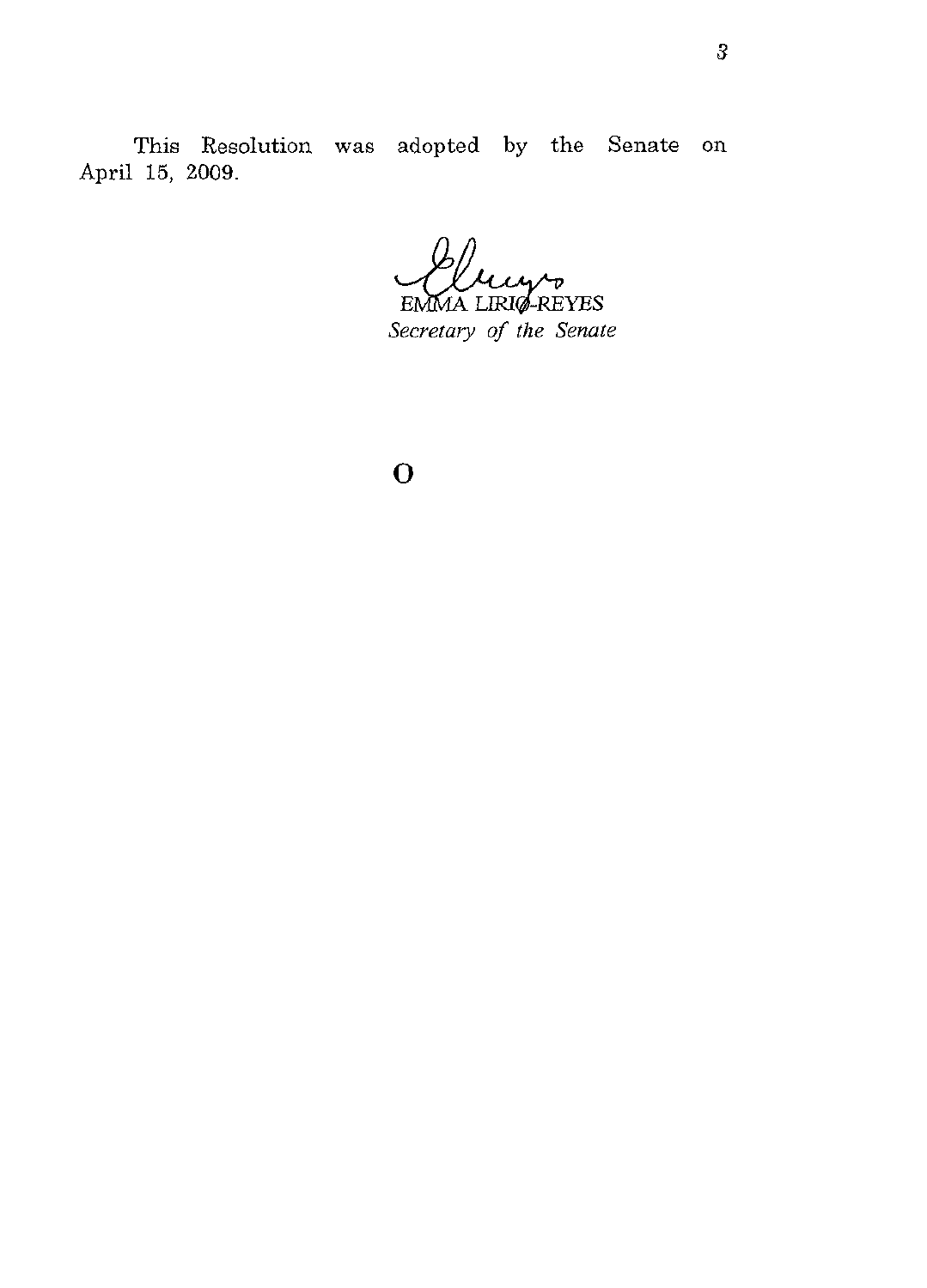This Resolution was adopted by the Senate on April 15, 2009.

EMMA LIRIO-REYES
*Secretary of the Senate*

O